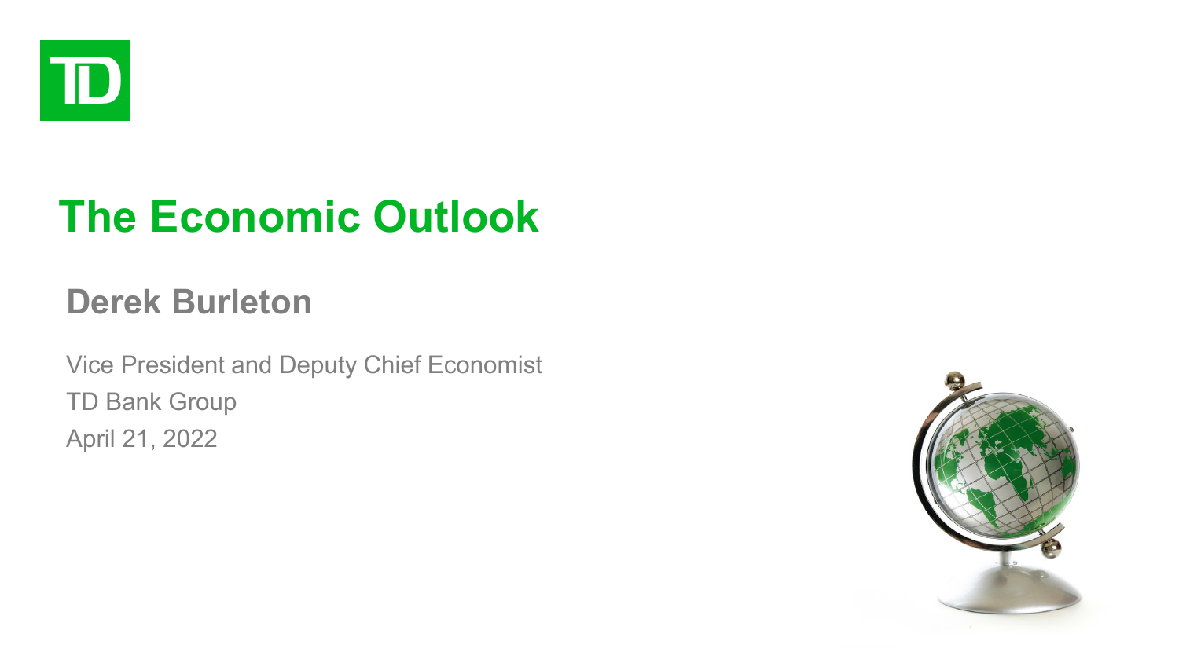# The Economic Outlook

## Derek Burleton

Vice President and Deputy Chief Economist
TD Bank Group
April 21, 2022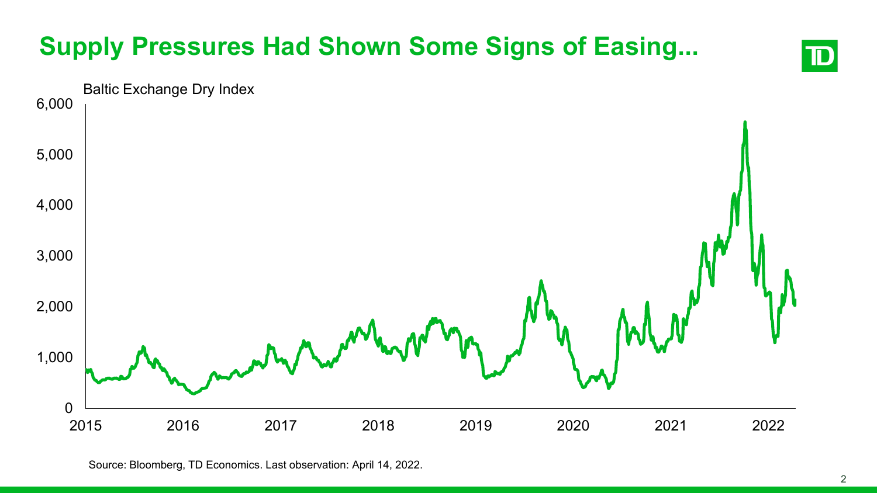# Supply Pressures Had Shown Some Signs of Easing...

Baltic Exchange Dry Index

Source: Bloomberg, TD Economics. Last observation: April 14, 2022.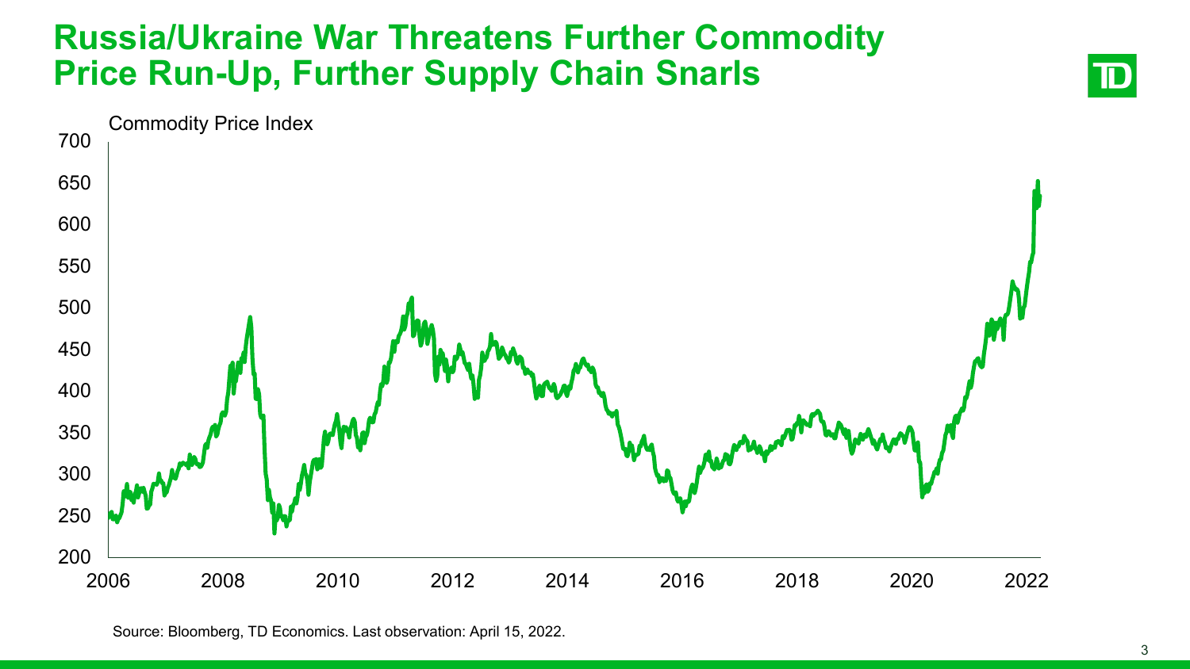# Russia/Ukraine War Threatens Further Commodity Price Run-Up, Further Supply Chain Snarls

Commodity Price Index

Source: Bloomberg, TD Economics. Last observation: April 15, 2022.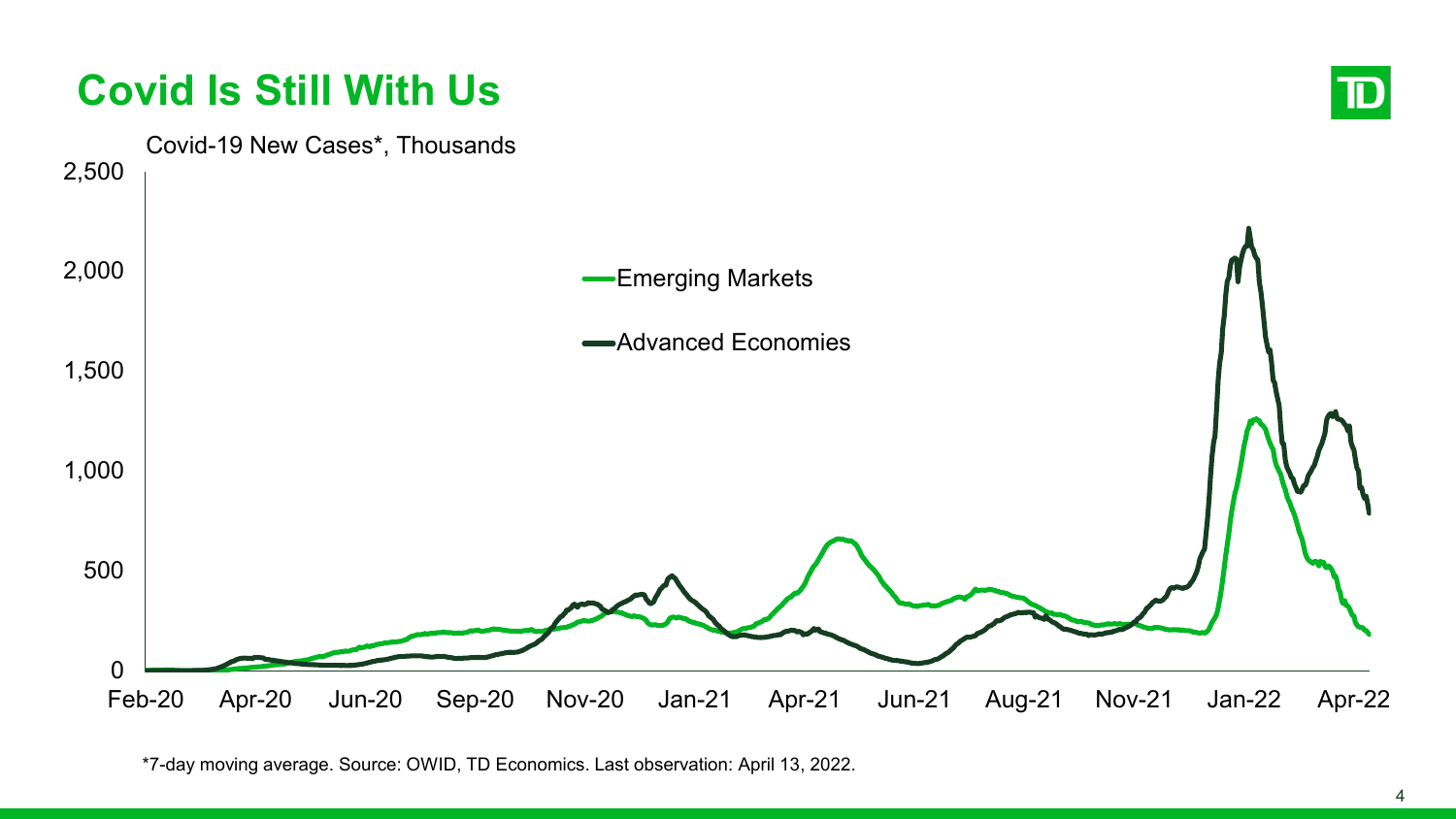# Covid Is Still With Us

Covid-19 New Cases*, Thousands

*7-day moving average. Source: OWID, TD Economics. Last observation: April 13, 2022.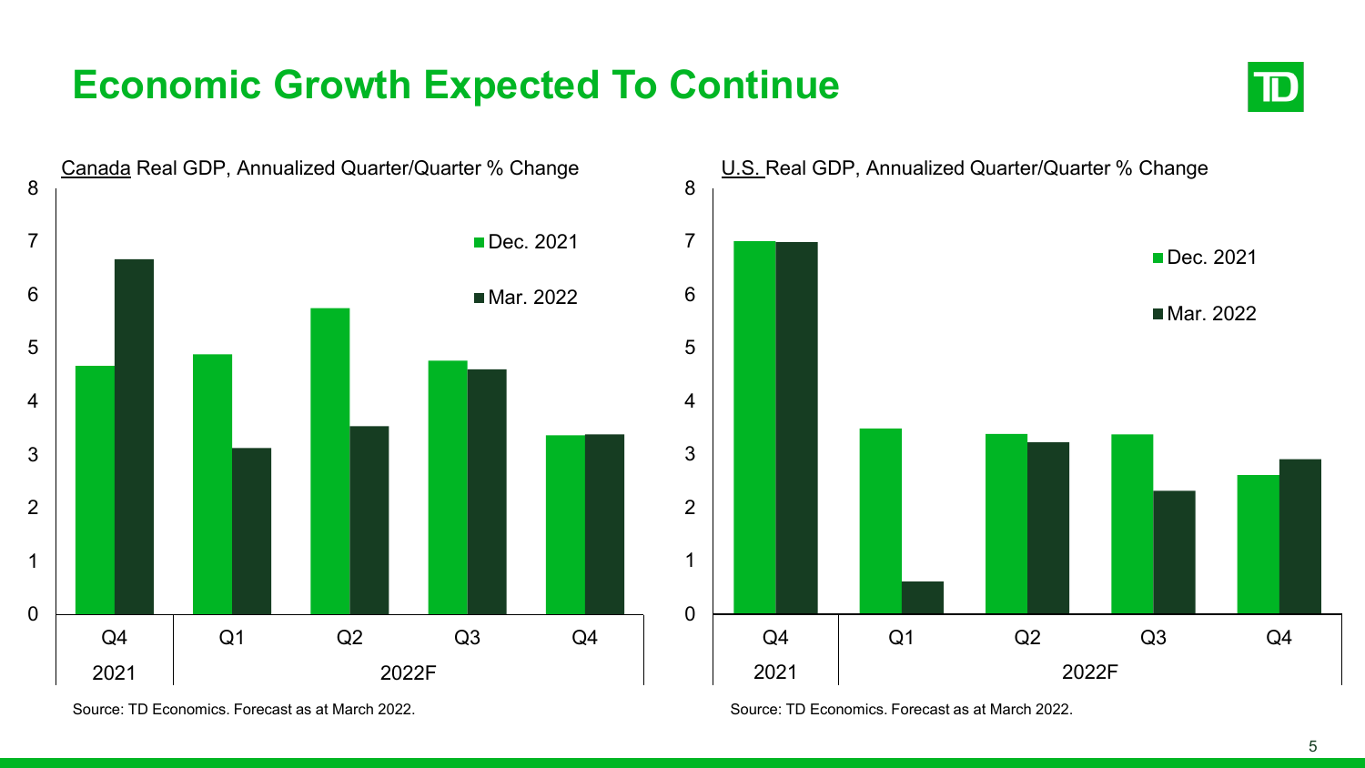# Economic Growth Expected To Continue

Canada Real GDP, Annualized Quarter/Quarter % Change

| | Q4 2021 | Q1 2022F | Q2 2022F | Q3 2022F | Q4 2022F |
|---|---|---|---|---|---|
| Dec. 2021 | 4.7 | 4.9 | 5.7 | 4.8 | 3.4 |
| Mar. 2022 | 6.7 | 3.1 | 3.5 | 4.6 | 3.4 |

Source: TD Economics. Forecast as at March 2022.

U.S. Real GDP, Annualized Quarter/Quarter % Change

| | Q4 2021 | Q1 2022F | Q2 2022F | Q3 2022F | Q4 2022F |
|---|---|---|---|---|---|
| Dec. 2021 | 7.0 | 3.5 | 3.4 | 3.4 | 2.6 |
| Mar. 2022 | 7.0 | 0.6 | 3.2 | 2.3 | 2.9 |

Source: TD Economics. Forecast as at March 2022.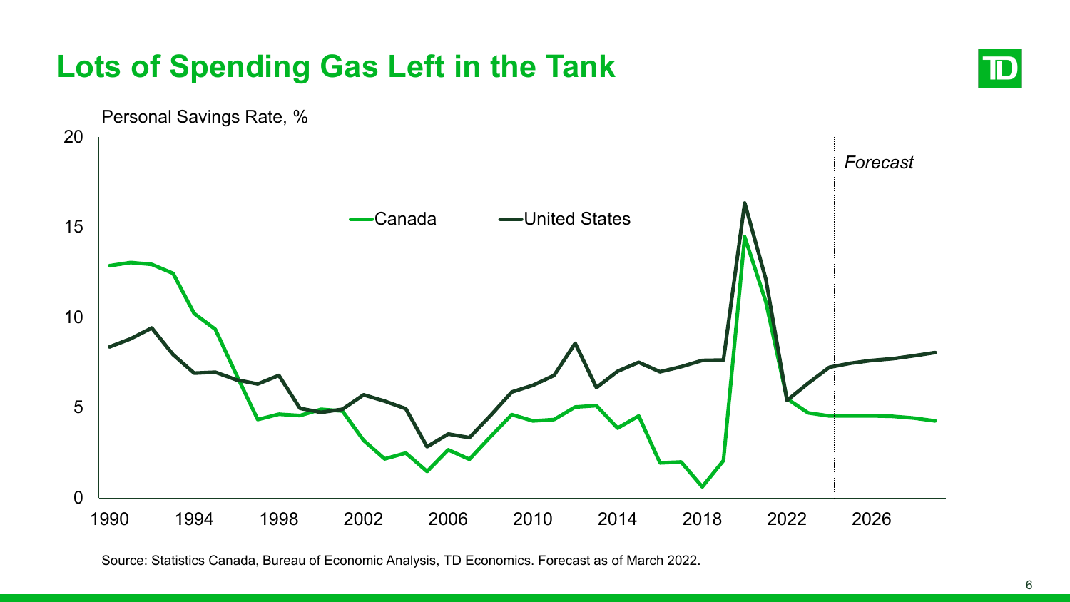# Lots of Spending Gas Left in the Tank

Personal Savings Rate, %

Canada | United States

*Forecast*

Source: Statistics Canada, Bureau of Economic Analysis, TD Economics. Forecast as of March 2022.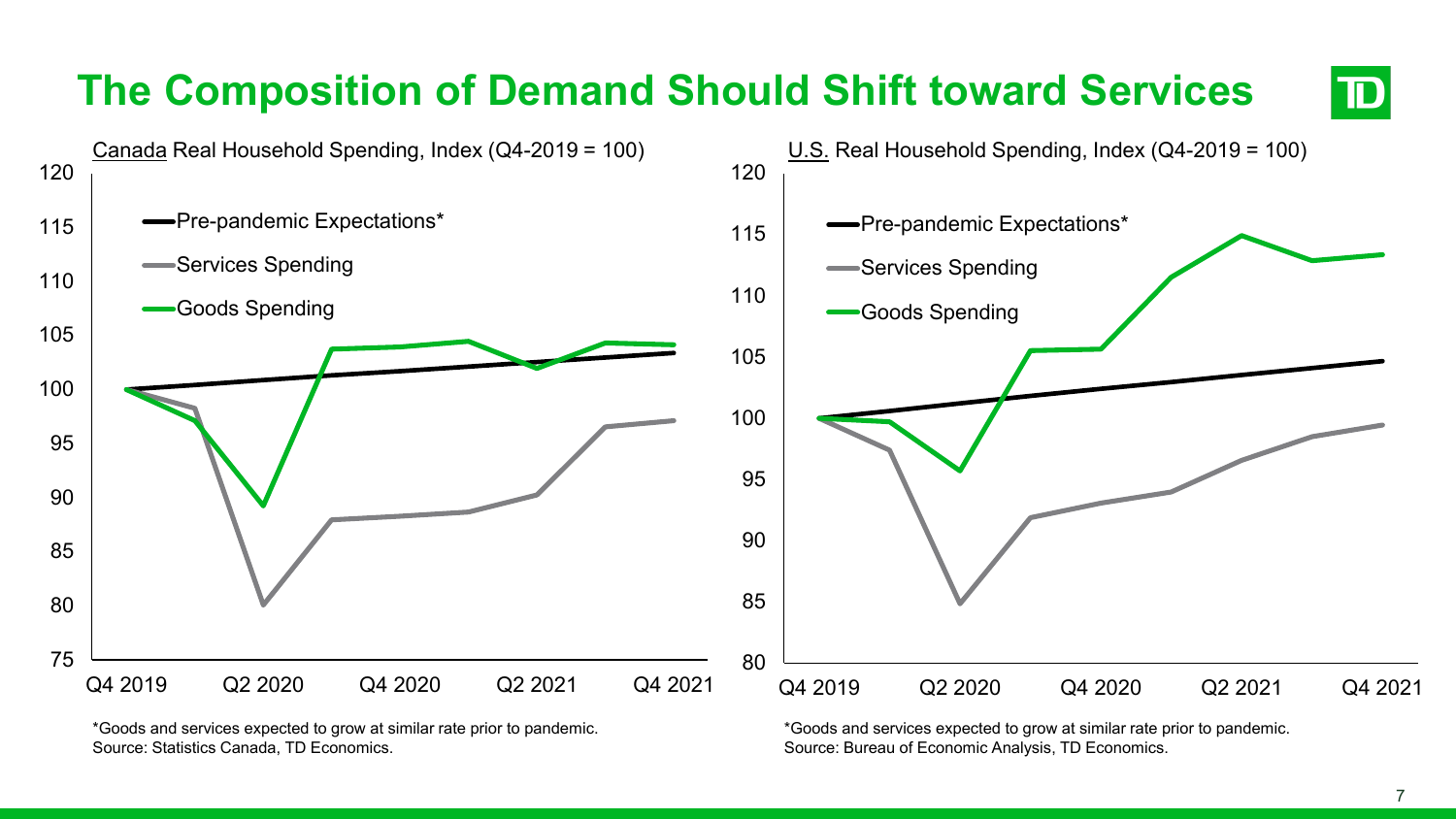# The Composition of Demand Should Shift toward Services

Canada Real Household Spending, Index (Q4-2019 = 100)

- Pre-pandemic Expectations*
- Services Spending
- Goods Spending

*Goods and services expected to grow at similar rate prior to pandemic.
Source: Statistics Canada, TD Economics.

U.S. Real Household Spending, Index (Q4-2019 = 100)

- Pre-pandemic Expectations*
- Services Spending
- Goods Spending

*Goods and services expected to grow at similar rate prior to pandemic.
Source: Bureau of Economic Analysis, TD Economics.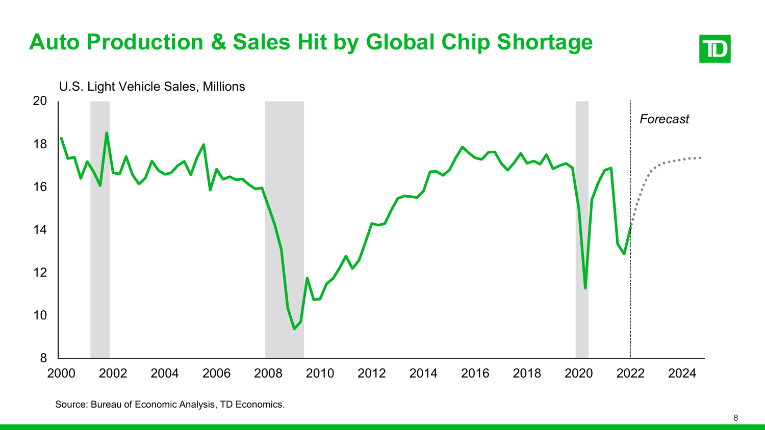# Auto Production & Sales Hit by Global Chip Shortage

U.S. Light Vehicle Sales, Millions

Source: Bureau of Economic Analysis, TD Economics.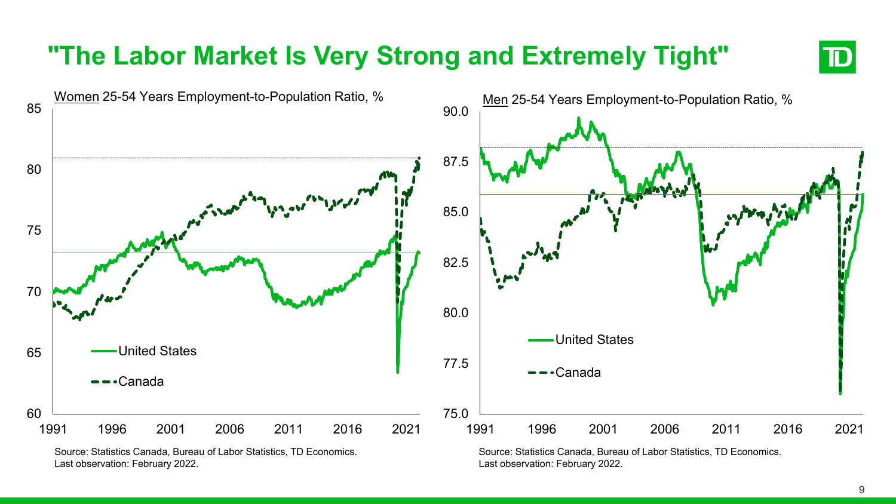# "The Labor Market Is Very Strong and Extremely Tight"

Women 25-54 Years Employment-to-Population Ratio, %

Source: Statistics Canada, Bureau of Labor Statistics, TD Economics.
Last observation: February 2022.

Men 25-54 Years Employment-to-Population Ratio, %

Source: Statistics Canada, Bureau of Labor Statistics, TD Economics.
Last observation: February 2022.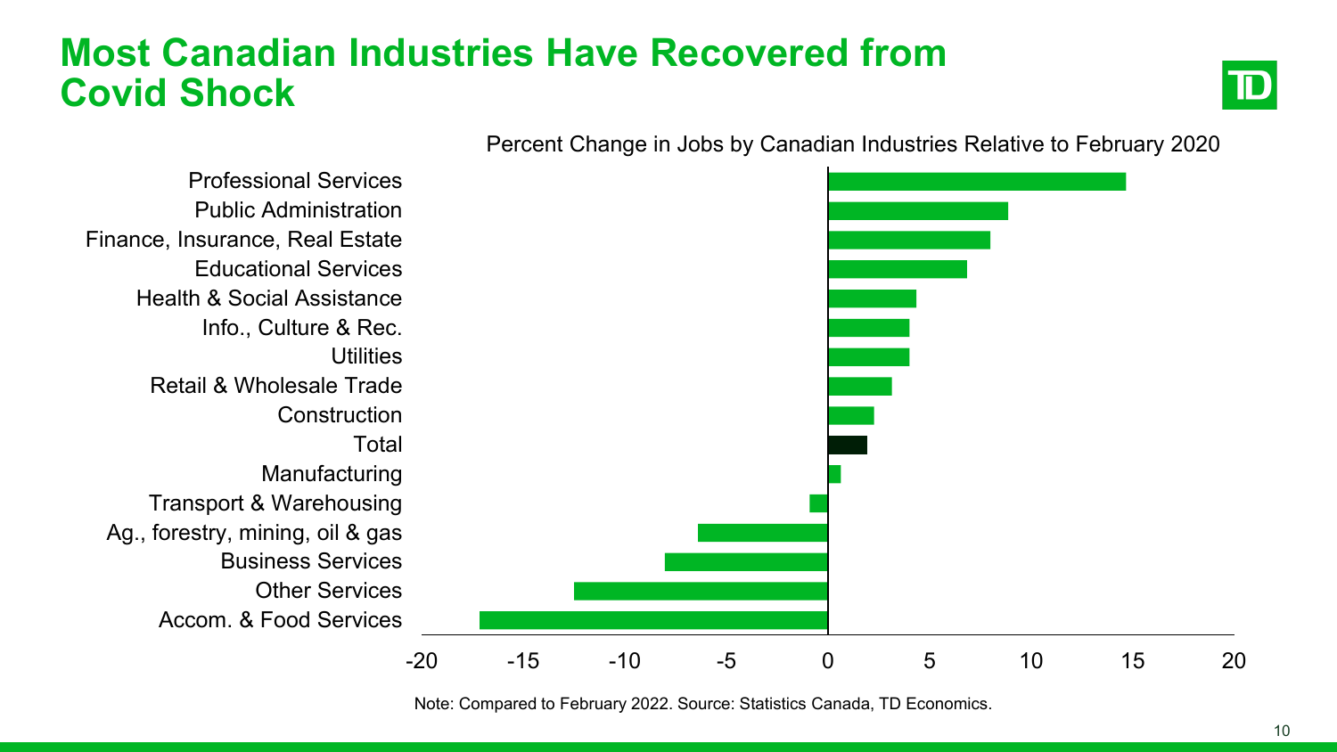# Most Canadian Industries Have Recovered from Covid Shock

Percent Change in Jobs by Canadian Industries Relative to February 2020

| Industry |
| --- |
| Professional Services |
| Public Administration |
| Finance, Insurance, Real Estate |
| Educational Services |
| Health & Social Assistance |
| Info., Culture & Rec. |
| Utilities |
| Retail & Wholesale Trade |
| Construction |
| Total |
| Manufacturing |
| Transport & Warehousing |
| Ag., forestry, mining, oil & gas |
| Business Services |
| Other Services |
| Accom. & Food Services |

-20 -15 -10 -5 0 5 10 15 20

Note: Compared to February 2022. Source: Statistics Canada, TD Economics.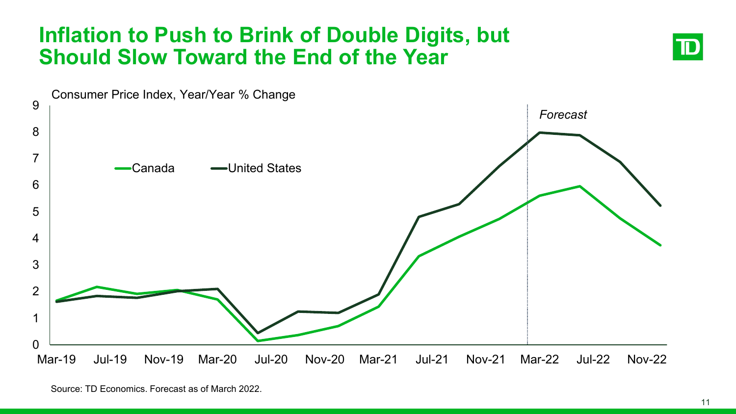# Inflation to Push to Brink of Double Digits, but Should Slow Toward the End of the Year

Consumer Price Index, Year/Year % Change

Canada — United States

*Forecast*

Mar-19, Jul-19, Nov-19, Mar-20, Jul-20, Nov-20, Mar-21, Jul-21, Nov-21, Mar-22, Jul-22, Nov-22

Source: TD Economics. Forecast as of March 2022.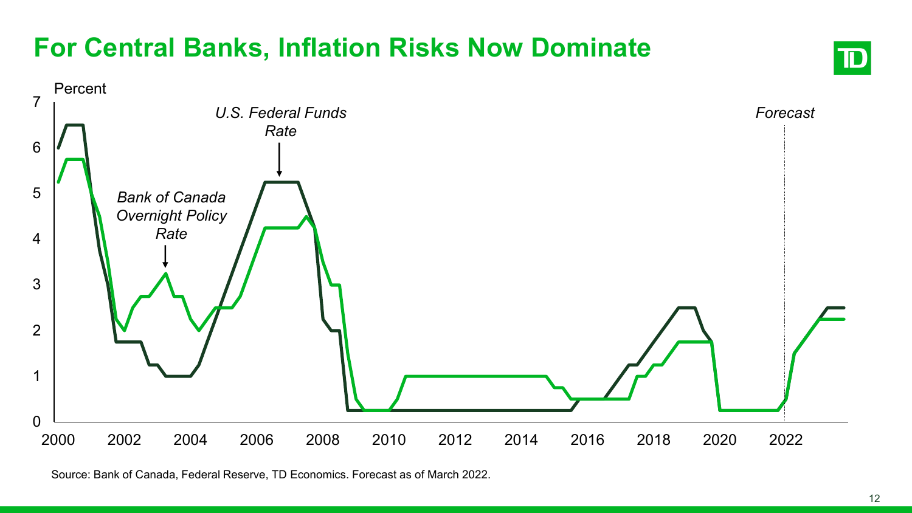# For Central Banks, Inflation Risks Now Dominate

Percent

*U.S. Federal Funds Rate*

*Bank of Canada Overnight Policy Rate*

*Forecast*

Source: Bank of Canada, Federal Reserve, TD Economics. Forecast as of March 2022.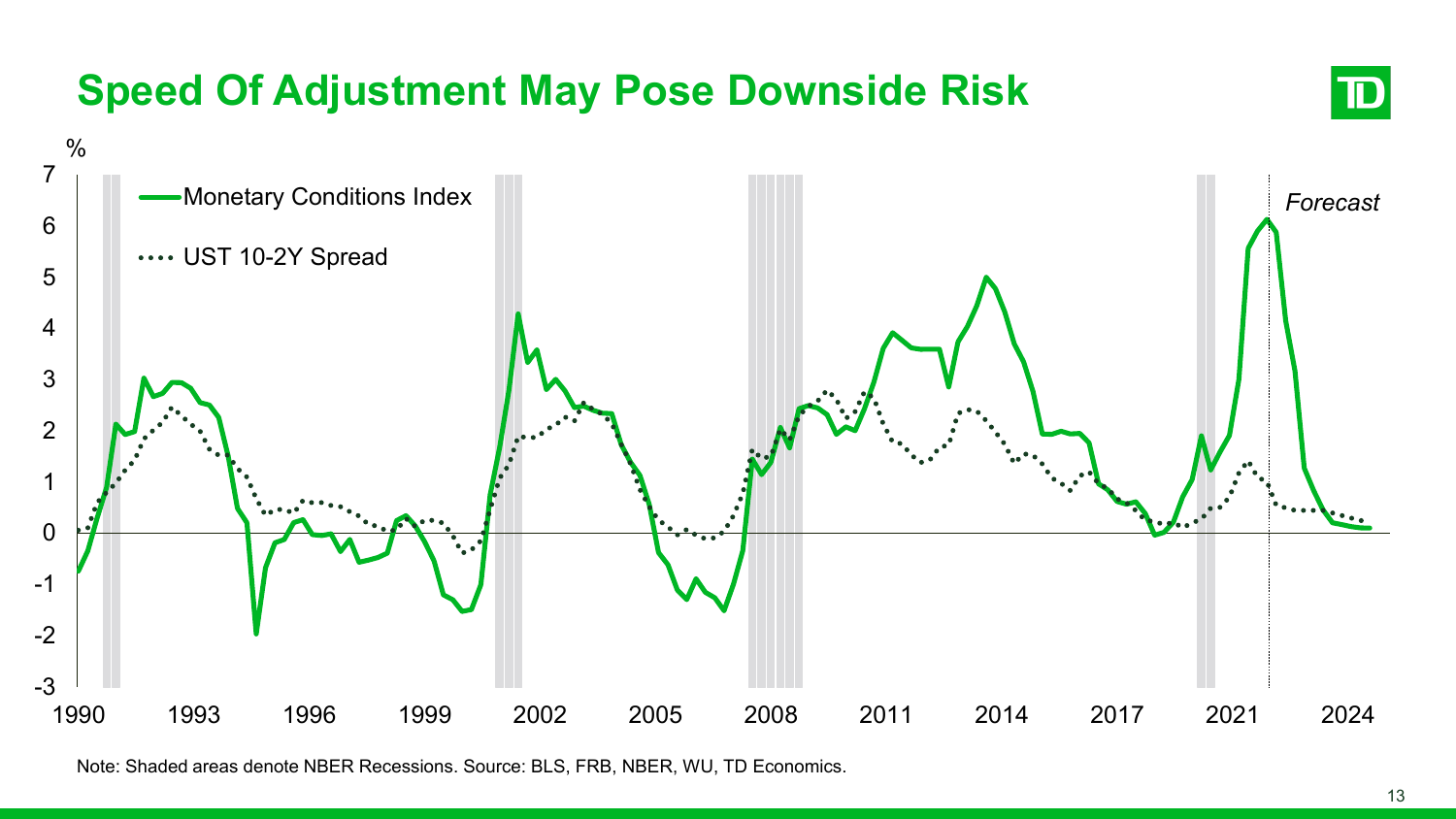# Speed Of Adjustment May Pose Downside Risk

Note: Shaded areas denote NBER Recessions. Source: BLS, FRB, NBER, WU, TD Economics.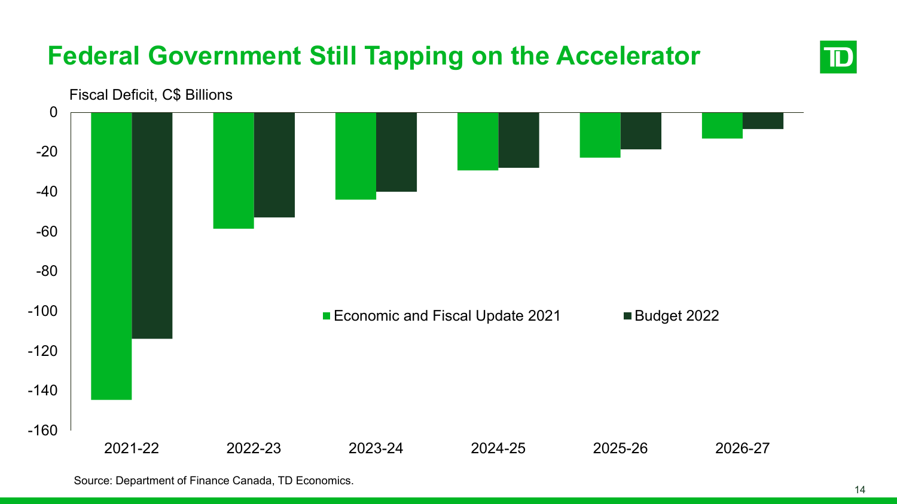# Federal Government Still Tapping on the Accelerator

Fiscal Deficit, C$ Billions

| | Economic and Fiscal Update 2021 | Budget 2022 |
|---|---|---|
| 2021-22 | | |
| 2022-23 | | |
| 2023-24 | | |
| 2024-25 | | |
| 2025-26 | | |
| 2026-27 | | |

Source: Department of Finance Canada, TD Economics.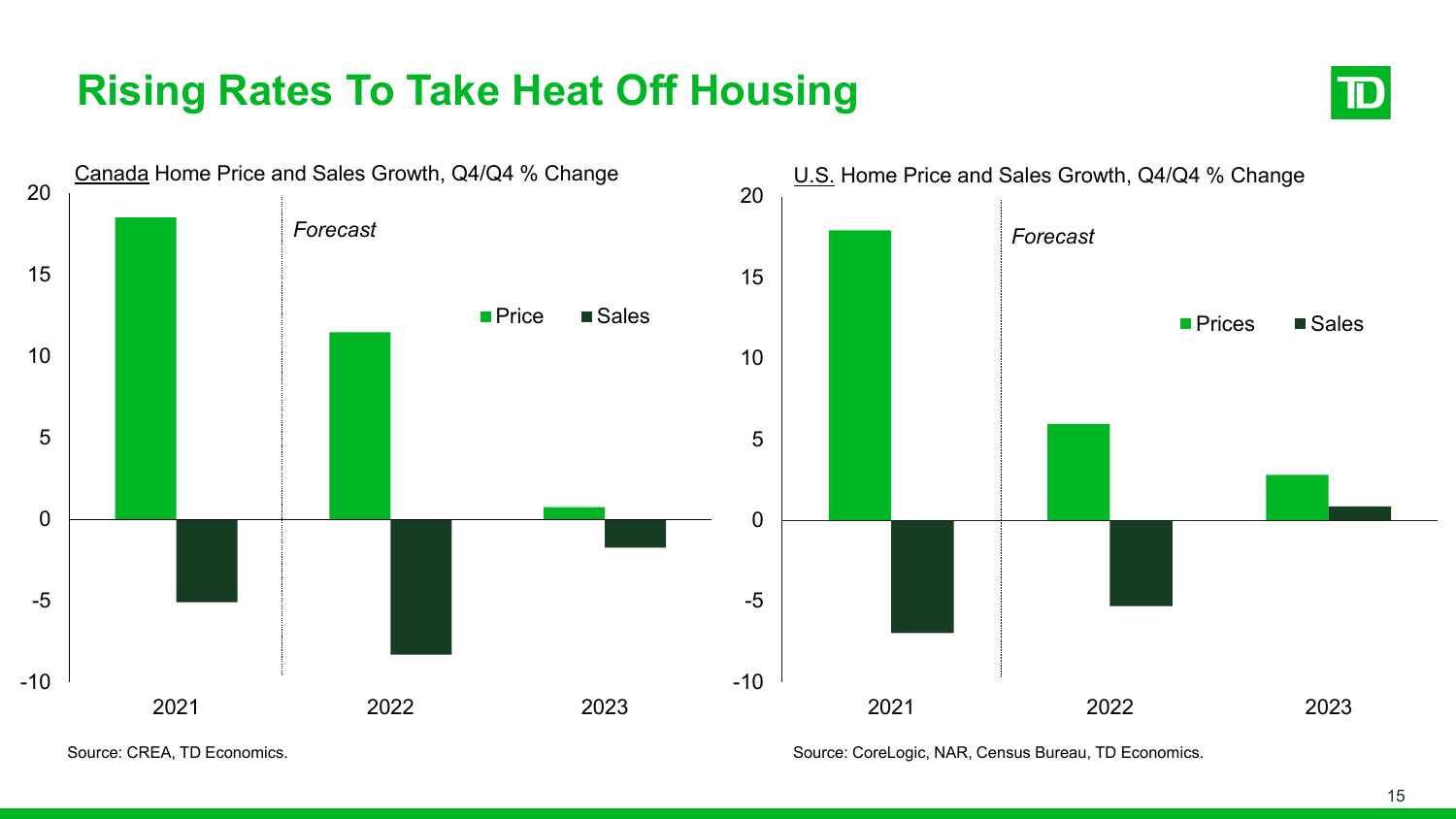# Rising Rates To Take Heat Off Housing

Canada Home Price and Sales Growth, Q4/Q4 % Change

Forecast

Price ■ Sales

20, 15, 10, 5, 0, -5, -10

2021, 2022, 2023

Source: CREA, TD Economics.

U.S. Home Price and Sales Growth, Q4/Q4 % Change

Forecast

Prices ■ Sales

20, 15, 10, 5, 0, -5, -10

2021, 2022, 2023

Source: CoreLogic, NAR, Census Bureau, TD Economics.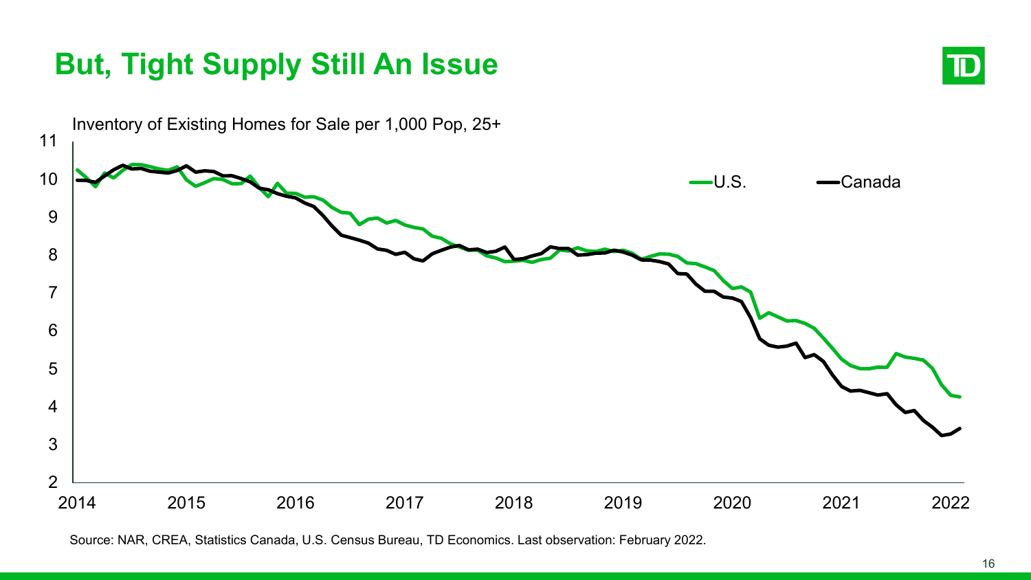# But, Tight Supply Still An Issue

Inventory of Existing Homes for Sale per 1,000 Pop, 25+

Source: NAR, CREA, Statistics Canada, U.S. Census Bureau, TD Economics. Last observation: February 2022.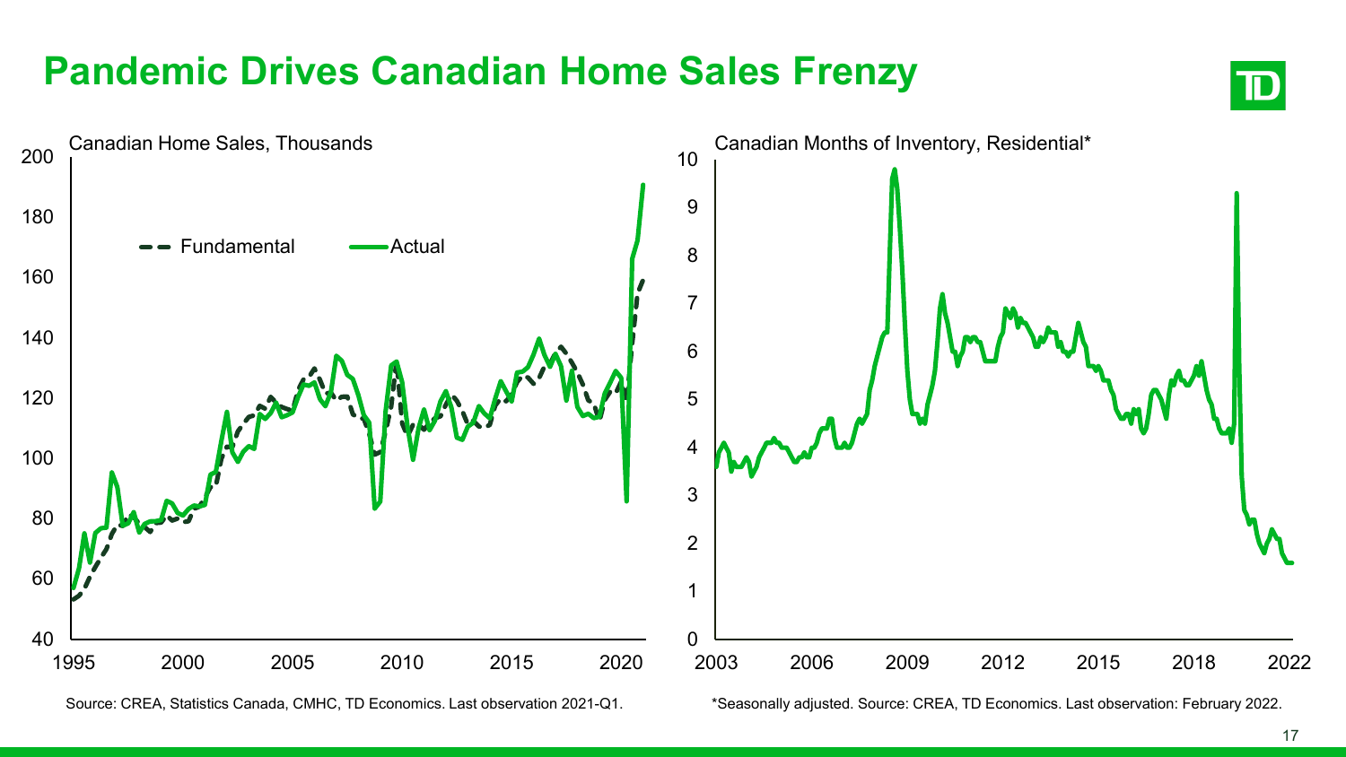# Pandemic Drives Canadian Home Sales Frenzy

Canadian Home Sales, Thousands

Source: CREA, Statistics Canada, CMHC, TD Economics. Last observation 2021-Q1.

Canadian Months of Inventory, Residential*

*Seasonally adjusted. Source: CREA, TD Economics. Last observation: February 2022.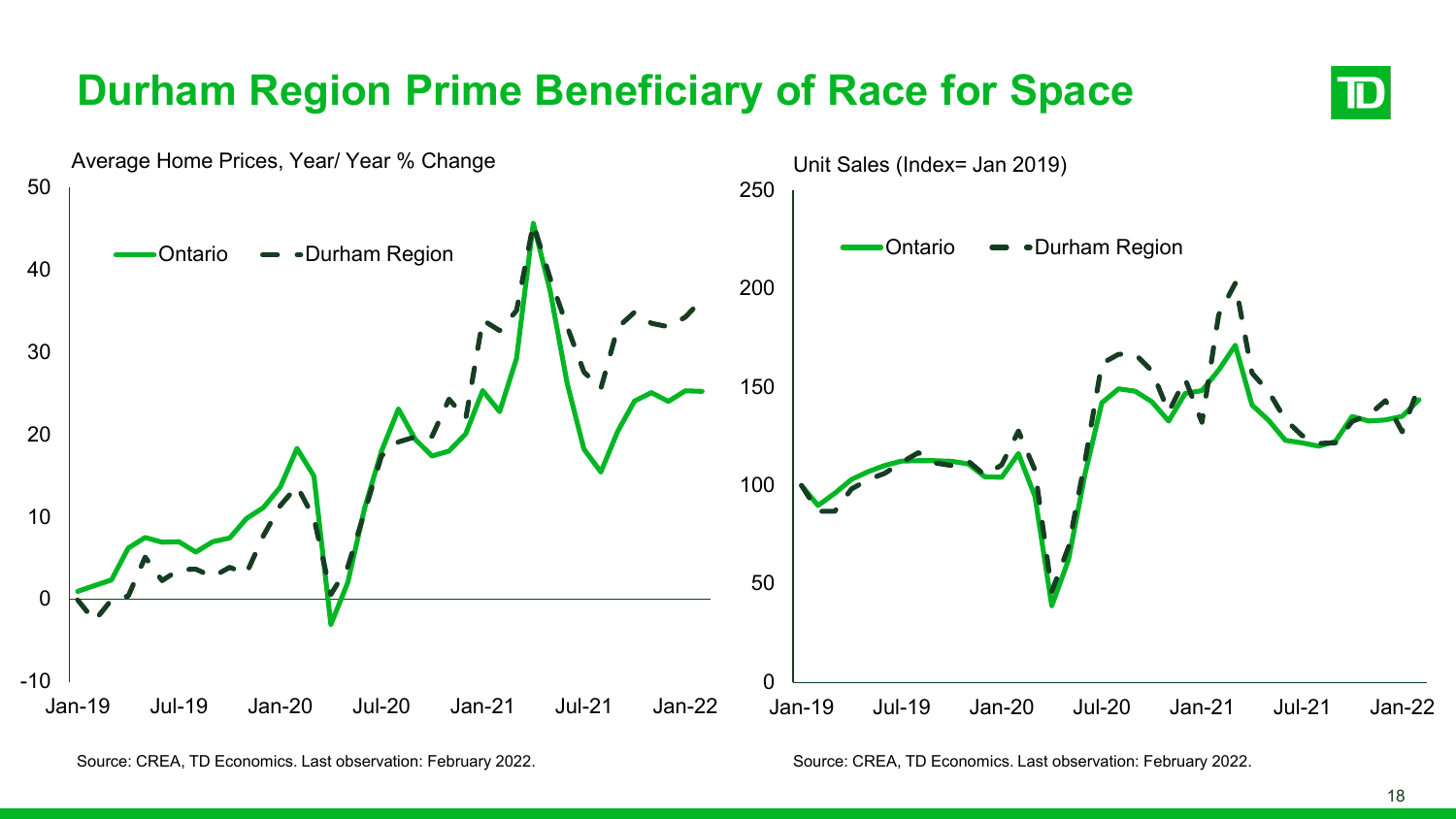# Durham Region Prime Beneficiary of Race for Space

Average Home Prices, Year/ Year % Change

Ontario — Durham Region

Source: CREA, TD Economics. Last observation: February 2022.

Unit Sales (Index= Jan 2019)

Ontario — Durham Region

Source: CREA, TD Economics. Last observation: February 2022.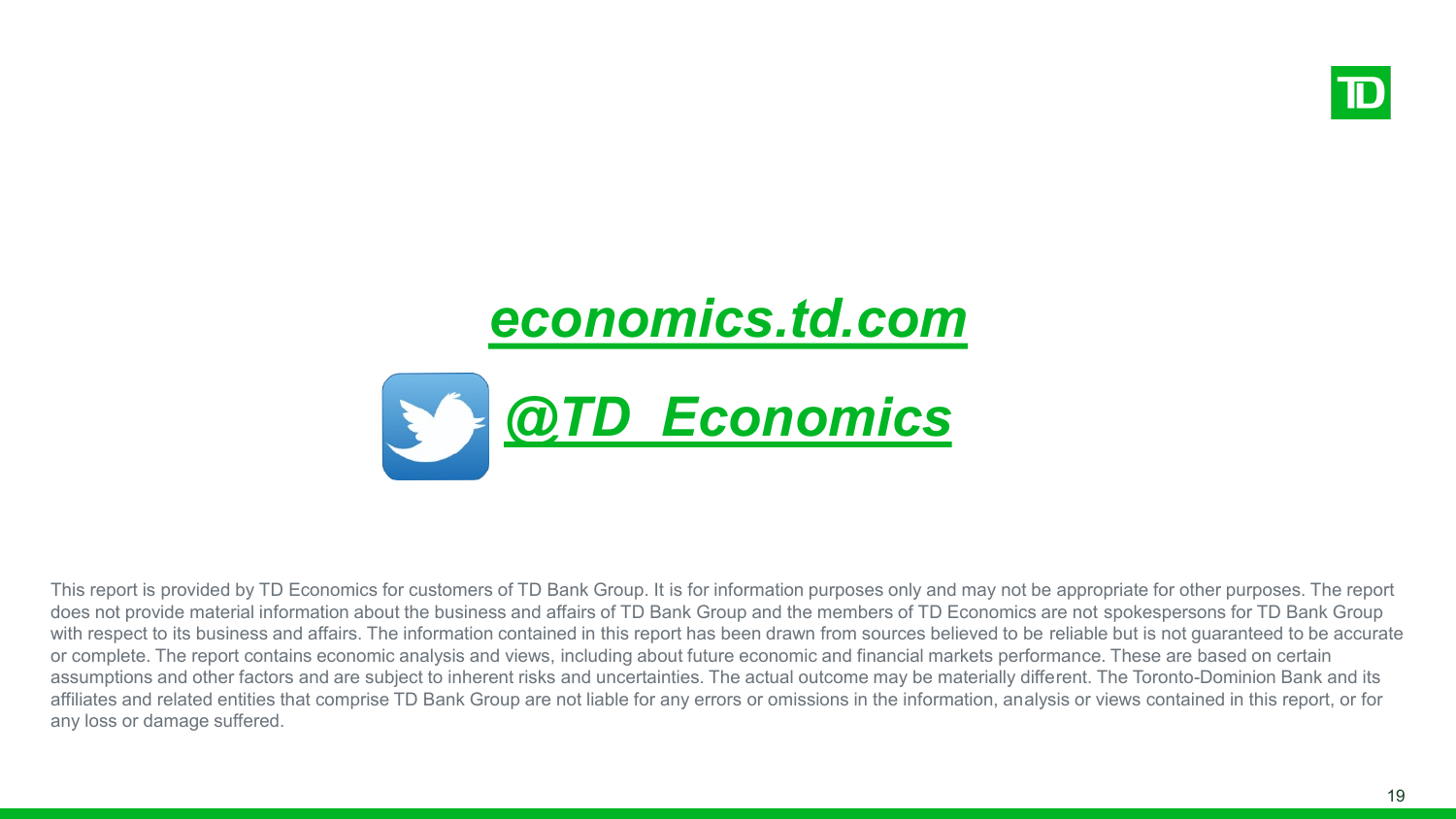**[economics.td.com](economics.td.com)**

**[@TD_Economics](@TD_Economics)**

This report is provided by TD Economics for customers of TD Bank Group. It is for information purposes only and may not be appropriate for other purposes. The report does not provide material information about the business and affairs of TD Bank Group and the members of TD Economics are not spokespersons for TD Bank Group with respect to its business and affairs. The information contained in this report has been drawn from sources believed to be reliable but is not guaranteed to be accurate or complete. The report contains economic analysis and views, including about future economic and financial markets performance. These are based on certain assumptions and other factors and are subject to inherent risks and uncertainties. The actual outcome may be materially different. The Toronto-Dominion Bank and its affiliates and related entities that comprise TD Bank Group are not liable for any errors or omissions in the information, analysis or views contained in this report, or for any loss or damage suffered.